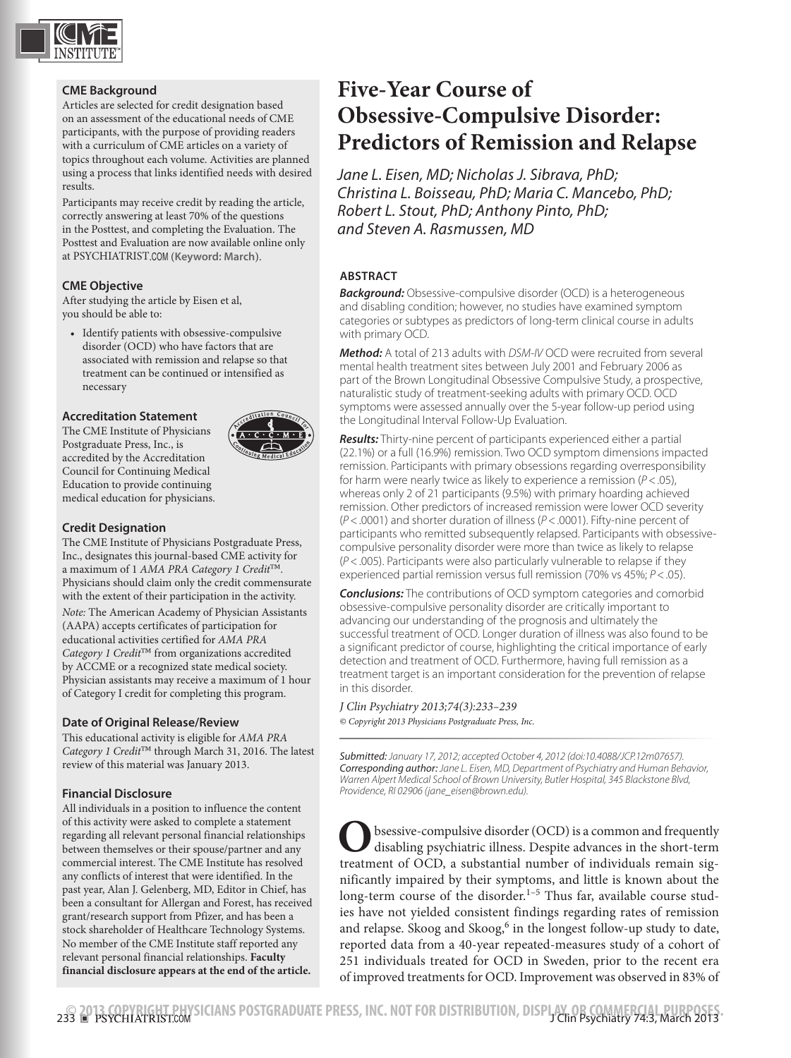## CME Background

Articles are selected for credit designation based on an assessment of the educational needs of CME participants, with the purpose of providing readers with a curriculum of CME articles on a variety of topics throughout each volume. Activities are planned using a process that links identified needs with desired results.

Participants may receive credit by reading the article, correctly answering at least 70% of the questions in the Posttest, and completing the Evaluation. The Posttest and Evaluation are now available online only at PSYCHIATRIST.COM (**Keyword: March**).

## CME Objective

After studying the article by Eisen et al, you should be able to:

- Identify patients with obsessive-compulsive disorder (OCD) who have factors that are associated with remission and relapse so that treatment can be continued or intensified as necessary

## Accreditation Statement

The CME Institute of Physicians Postgraduate Press, Inc., is accredited by the Accreditation Council for Continuing Medical Education to provide continuing medical education for physicians.

## Credit Designation

The CME Institute of Physicians Postgraduate Press, Inc., designates this journal-based CME activity for a maximum of 1 *AMA PRA Category 1 Credit*™. Physicians should claim only the credit commensurate with the extent of their participation in the activity.

*Note:* The American Academy of Physician Assistants (AAPA) accepts certificates of participation for educational activities certified for *AMA PRA Category 1 Credit*™ from organizations accredited by ACCME or a recognized state medical society. Physician assistants may receive a maximum of 1 hour of Category I credit for completing this program.

## Date of Original Release/Review

This educational activity is eligible for *AMA PRA Category 1 Credit*™ through March 31, 2016. The latest review of this material was January 2013.

## Financial Disclosure

All individuals in a position to influence the content of this activity were asked to complete a statement regarding all relevant personal financial relationships between themselves or their spouse/partner and any commercial interest. The CME Institute has resolved any conflicts of interest that were identified. In the past year, Alan J. Gelenberg, MD, Editor in Chief, has been a consultant for Allergan and Forest, has received grant/research support from Pfizer, and has been a stock shareholder of Healthcare Technology Systems. No member of the CME Institute staff reported any relevant personal financial relationships. **Faculty financial disclosure appears at the end of the article.**

# Five-Year Course of Obsessive-Compulsive Disorder: Predictors of Remission and Relapse

*Jane L. Eisen, MD; Nicholas J. Sibrava, PhD; Christina L. Boisseau, PhD; Maria C. Mancebo, PhD; Robert L. Stout, PhD; Anthony Pinto, PhD; and Steven A. Rasmussen, MD*

## ABSTRACT

***Background:*** Obsessive-compulsive disorder (OCD) is a heterogeneous and disabling condition; however, no studies have examined symptom categories or subtypes as predictors of long-term clinical course in adults with primary OCD.

***Method:*** A total of 213 adults with *DSM-IV* OCD were recruited from several mental health treatment sites between July 2001 and February 2006 as part of the Brown Longitudinal Obsessive Compulsive Study, a prospective, naturalistic study of treatment-seeking adults with primary OCD. OCD symptoms were assessed annually over the 5-year follow-up period using the Longitudinal Interval Follow-Up Evaluation.

***Results:*** Thirty-nine percent of participants experienced either a partial (22.1%) or a full (16.9%) remission. Two OCD symptom dimensions impacted remission. Participants with primary obsessions regarding overresponsibility for harm were nearly twice as likely to experience a remission ($P < .05$), whereas only 2 of 21 participants (9.5%) with primary hoarding achieved remission. Other predictors of increased remission were lower OCD severity ($P < .0001$) and shorter duration of illness ($P < .0001$). Fifty-nine percent of participants who remitted subsequently relapsed. Participants with obsessive-compulsive personality disorder were more than twice as likely to relapse ($P < .005$). Participants were also particularly vulnerable to relapse if they experienced partial remission versus full remission (70% vs 45%; $P < .05$).

***Conclusions:*** The contributions of OCD symptom categories and comorbid obsessive-compulsive personality disorder are critically important to advancing our understanding of the prognosis and ultimately the successful treatment of OCD. Longer duration of illness was also found to be a significant predictor of course, highlighting the critical importance of early detection and treatment of OCD. Furthermore, having full remission as a treatment target is an important consideration for the prevention of relapse in this disorder.

*J Clin Psychiatry 2013;74(3):233–239*

*© Copyright 2013 Physicians Postgraduate Press, Inc.*

*Submitted:* January 17, 2012; accepted October 4, 2012 (doi:10.4088/JCP.12m07657).
*Corresponding author:* Jane L. Eisen, MD, Department of Psychiatry and Human Behavior, Warren Alpert Medical School of Brown University, Butler Hospital, 345 Blackstone Blvd, Providence, RI 02906 (jane_eisen@brown.edu).

Obsessive-compulsive disorder (OCD) is a common and frequently disabling psychiatric illness. Despite advances in the short-term treatment of OCD, a substantial number of individuals remain significantly impaired by their symptoms, and little is known about the long-term course of the disorder.[1–5] Thus far, available course studies have not yielded consistent findings regarding rates of remission and relapse. Skoog and Skoog,[6] in the longest follow-up study to date, reported data from a 40-year repeated-measures study of a cohort of 251 individuals treated for OCD in Sweden, prior to the recent era of improved treatments for OCD. Improvement was observed in 83% of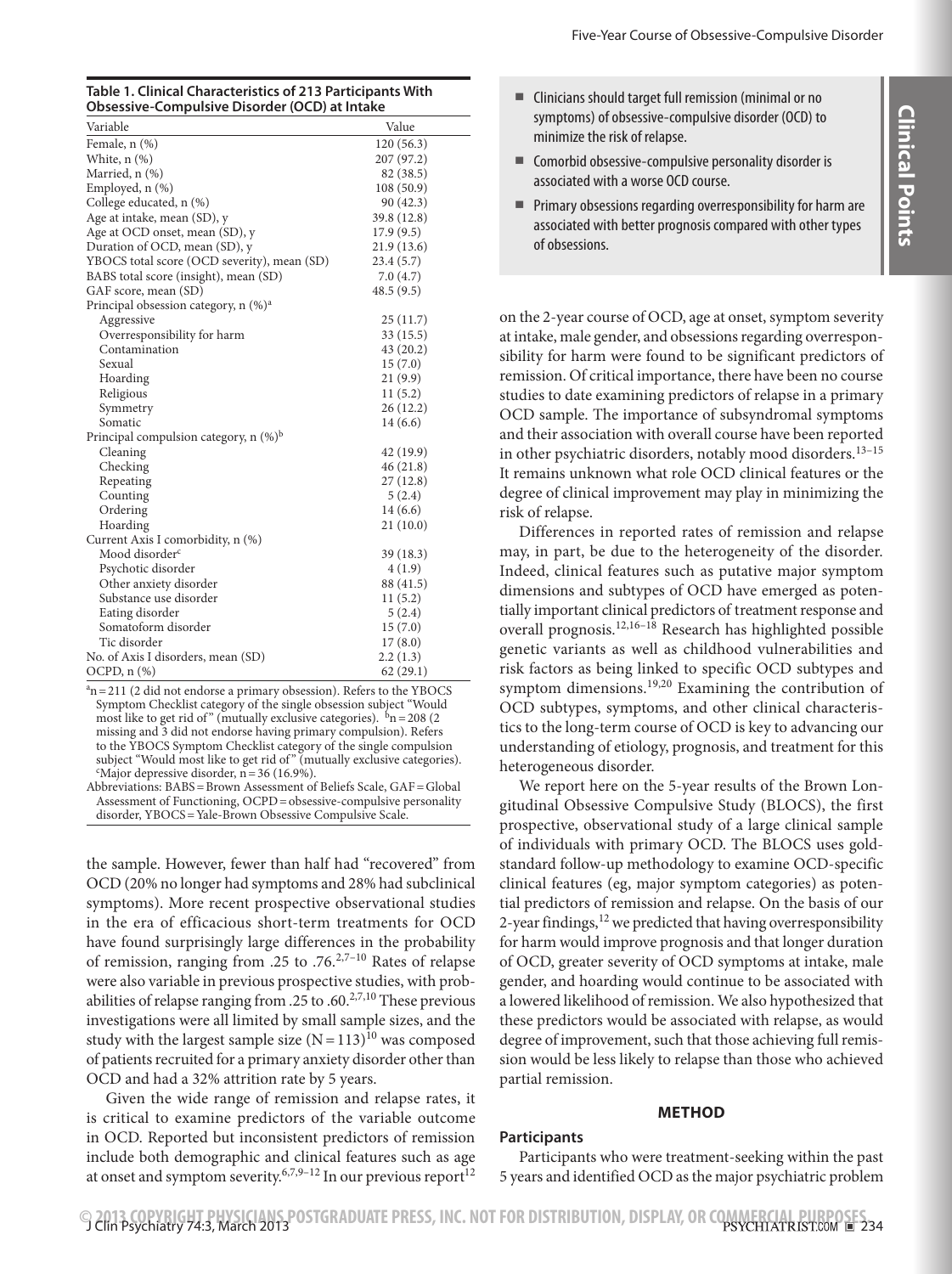**Table 1. Clinical Characteristics of 213 Participants With Obsessive-Compulsive Disorder (OCD) at Intake**

| Variable | Value |
|---|---|
| Female, n (%) | 120 (56.3) |
| White, n (%) | 207 (97.2) |
| Married, n (%) | 82 (38.5) |
| Employed, n (%) | 108 (50.9) |
| College educated, n (%) | 90 (42.3) |
| Age at intake, mean (SD), y | 39.8 (12.8) |
| Age at OCD onset, mean (SD), y | 17.9 (9.5) |
| Duration of OCD, mean (SD), y | 21.9 (13.6) |
| YBOCS total score (OCD severity), mean (SD) | 23.4 (5.7) |
| BABS total score (insight), mean (SD) | 7.0 (4.7) |
| GAF score, mean (SD) | 48.5 (9.5) |
| Principal obsession category, n (%)[a] | |
| Aggressive | 25 (11.7) |
| Overresponsibility for harm | 33 (15.5) |
| Contamination | 43 (20.2) |
| Sexual | 15 (7.0) |
| Hoarding | 21 (9.9) |
| Religious | 11 (5.2) |
| Symmetry | 26 (12.2) |
| Somatic | 14 (6.6) |
| Principal compulsion category, n (%)[b] | |
| Cleaning | 42 (19.9) |
| Checking | 46 (21.8) |
| Repeating | 27 (12.8) |
| Counting | 5 (2.4) |
| Ordering | 14 (6.6) |
| Hoarding | 21 (10.0) |
| Current Axis I comorbidity, n (%) | |
| Mood disorder[c] | 39 (18.3) |
| Psychotic disorder | 4 (1.9) |
| Other anxiety disorder | 88 (41.5) |
| Substance use disorder | 11 (5.2) |
| Eating disorder | 5 (2.4) |
| Somatoform disorder | 15 (7.0) |
| Tic disorder | 17 (8.0) |
| No. of Axis I disorders, mean (SD) | 2.2 (1.3) |
| OCPD, n (%) | 62 (29.1) |

[a]n = 211 (2 did not endorse a primary obsession). Refers to the YBOCS Symptom Checklist category of the single obsession subject "Would most like to get rid of" (mutually exclusive categories). [b]n = 208 (2 missing and 3 did not endorse having primary compulsion). Refers to the YBOCS Symptom Checklist category of the single compulsion subject "Would most like to get rid of" (mutually exclusive categories). [c]Major depressive disorder, n = 36 (16.9%).

Abbreviations: BABS = Brown Assessment of Beliefs Scale, GAF = Global Assessment of Functioning, OCPD = obsessive-compulsive personality disorder, YBOCS = Yale-Brown Obsessive Compulsive Scale.

the sample. However, fewer than half had "recovered" from OCD (20% no longer had symptoms and 28% had subclinical symptoms). More recent prospective observational studies in the era of efficacious short-term treatments for OCD have found surprisingly large differences in the probability of remission, ranging from .25 to .76.[2,7–10] Rates of relapse were also variable in previous prospective studies, with probabilities of relapse ranging from .25 to .60.[2,7,10] These previous investigations were all limited by small sample sizes, and the study with the largest sample size (N = 113)[10] was composed of patients recruited for a primary anxiety disorder other than OCD and had a 32% attrition rate by 5 years.

Given the wide range of remission and relapse rates, it is critical to examine predictors of the variable outcome in OCD. Reported but inconsistent predictors of remission include both demographic and clinical features such as age at onset and symptom severity.[6,7,9–12] In our previous report[12] on the 2-year course of OCD, age at onset, symptom severity at intake, male gender, and obsessions regarding overresponsibility for harm were found to be significant predictors of remission. Of critical importance, there have been no course studies to date examining predictors of relapse in a primary OCD sample. The importance of subsyndromal symptoms and their association with overall course have been reported in other psychiatric disorders, notably mood disorders.[13–15] It remains unknown what role OCD clinical features or the degree of clinical improvement may play in minimizing the risk of relapse.

- Clinicians should target full remission (minimal or no symptoms) of obsessive-compulsive disorder (OCD) to minimize the risk of relapse.
- Comorbid obsessive-compulsive personality disorder is associated with a worse OCD course.
- Primary obsessions regarding overresponsibility for harm are associated with better prognosis compared with other types of obsessions.

Differences in reported rates of remission and relapse may, in part, be due to the heterogeneity of the disorder. Indeed, clinical features such as putative major symptom dimensions and subtypes of OCD have emerged as potentially important clinical predictors of treatment response and overall prognosis.[12,16–18] Research has highlighted possible genetic variants as well as childhood vulnerabilities and risk factors as being linked to specific OCD subtypes and symptom dimensions.[19,20] Examining the contribution of OCD subtypes, symptoms, and other clinical characteristics to the long-term course of OCD is key to advancing our understanding of etiology, prognosis, and treatment for this heterogeneous disorder.

We report here on the 5-year results of the Brown Longitudinal Obsessive Compulsive Study (BLOCS), the first prospective, observational study of a large clinical sample of individuals with primary OCD. The BLOCS uses gold-standard follow-up methodology to examine OCD-specific clinical features (eg, major symptom categories) as potential predictors of remission and relapse. On the basis of our 2-year findings,[12] we predicted that having overresponsibility for harm would improve prognosis and that longer duration of OCD, greater severity of OCD symptoms at intake, male gender, and hoarding would continue to be associated with a lowered likelihood of remission. We also hypothesized that these predictors would be associated with relapse, as would degree of improvement, such that those achieving full remission would be less likely to relapse than those who achieved partial remission.

## METHOD

### Participants

Participants who were treatment-seeking within the past 5 years and identified OCD as the major psychiatric problem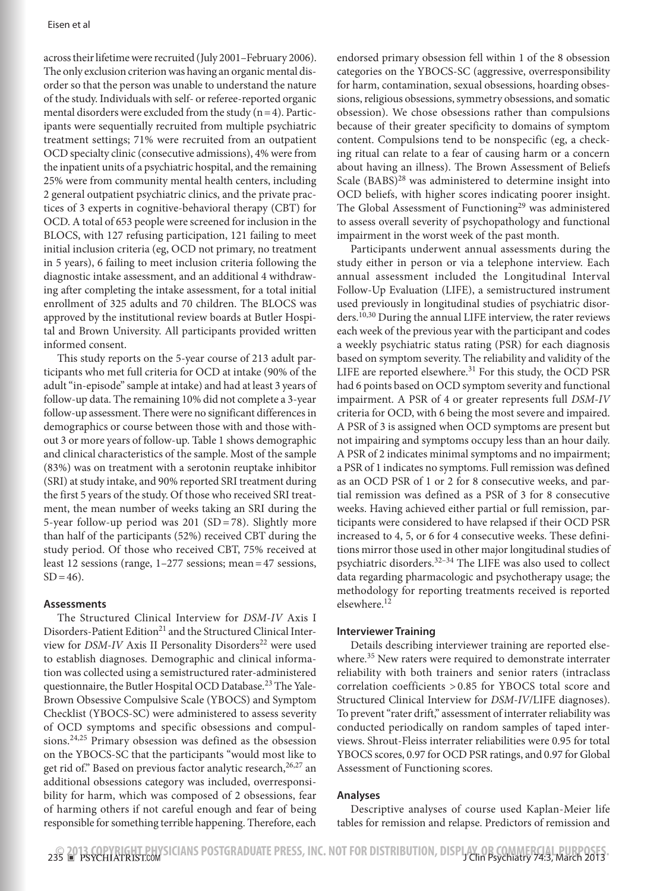across their lifetime were recruited (July 2001–February 2006). The only exclusion criterion was having an organic mental disorder so that the person was unable to understand the nature of the study. Individuals with self- or referee-reported organic mental disorders were excluded from the study (n = 4). Participants were sequentially recruited from multiple psychiatric treatment settings; 71% were recruited from an outpatient OCD specialty clinic (consecutive admissions), 4% were from the inpatient units of a psychiatric hospital, and the remaining 25% were from community mental health centers, including 2 general outpatient psychiatric clinics, and the private practices of 3 experts in cognitive-behavioral therapy (CBT) for OCD. A total of 653 people were screened for inclusion in the BLOCS, with 127 refusing participation, 121 failing to meet initial inclusion criteria (eg, OCD not primary, no treatment in 5 years), 6 failing to meet inclusion criteria following the diagnostic intake assessment, and an additional 4 withdrawing after completing the intake assessment, for a total initial enrollment of 325 adults and 70 children. The BLOCS was approved by the institutional review boards at Butler Hospital and Brown University. All participants provided written informed consent.

This study reports on the 5-year course of 213 adult participants who met full criteria for OCD at intake (90% of the adult "in-episode" sample at intake) and had at least 3 years of follow-up data. The remaining 10% did not complete a 3-year follow-up assessment. There were no significant differences in demographics or course between those with and those without 3 or more years of follow-up. Table 1 shows demographic and clinical characteristics of the sample. Most of the sample (83%) was on treatment with a serotonin reuptake inhibitor (SRI) at study intake, and 90% reported SRI treatment during the first 5 years of the study. Of those who received SRI treatment, the mean number of weeks taking an SRI during the 5-year follow-up period was 201 (SD = 78). Slightly more than half of the participants (52%) received CBT during the study period. Of those who received CBT, 75% received at least 12 sessions (range, 1–277 sessions; mean = 47 sessions, SD = 46).

### Assessments

The Structured Clinical Interview for *DSM-IV* Axis I Disorders-Patient Edition[21] and the Structured Clinical Interview for *DSM-IV* Axis II Personality Disorders[22] were used to establish diagnoses. Demographic and clinical information was collected using a semistructured rater-administered questionnaire, the Butler Hospital OCD Database.[23] The Yale-Brown Obsessive Compulsive Scale (YBOCS) and Symptom Checklist (YBOCS-SC) were administered to assess severity of OCD symptoms and specific obsessions and compulsions.[24,25] Primary obsession was defined as the obsession on the YBOCS-SC that the participants "would most like to get rid of." Based on previous factor analytic research,[26,27] an additional obsessions category was included, overresponsibility for harm, which was composed of 2 obsessions, fear of harming others if not careful enough and fear of being responsible for something terrible happening. Therefore, each endorsed primary obsession fell within 1 of the 8 obsession categories on the YBOCS-SC (aggressive, overresponsibility for harm, contamination, sexual obsessions, hoarding obsessions, religious obsessions, symmetry obsessions, and somatic obsession). We chose obsessions rather than compulsions because of their greater specificity to domains of symptom content. Compulsions tend to be nonspecific (eg, a checking ritual can relate to a fear of causing harm or a concern about having an illness). The Brown Assessment of Beliefs Scale (BABS)[28] was administered to determine insight into OCD beliefs, with higher scores indicating poorer insight. The Global Assessment of Functioning[29] was administered to assess overall severity of psychopathology and functional impairment in the worst week of the past month.

Participants underwent annual assessments during the study either in person or via a telephone interview. Each annual assessment included the Longitudinal Interval Follow-Up Evaluation (LIFE), a semistructured instrument used previously in longitudinal studies of psychiatric disorders.[10,30] During the annual LIFE interview, the rater reviews each week of the previous year with the participant and codes a weekly psychiatric status rating (PSR) for each diagnosis based on symptom severity. The reliability and validity of the LIFE are reported elsewhere.[31] For this study, the OCD PSR had 6 points based on OCD symptom severity and functional impairment. A PSR of 4 or greater represents full *DSM-IV* criteria for OCD, with 6 being the most severe and impaired. A PSR of 3 is assigned when OCD symptoms are present but not impairing and symptoms occupy less than an hour daily. A PSR of 2 indicates minimal symptoms and no impairment; a PSR of 1 indicates no symptoms. Full remission was defined as an OCD PSR of 1 or 2 for 8 consecutive weeks, and partial remission was defined as a PSR of 3 for 8 consecutive weeks. Having achieved either partial or full remission, participants were considered to have relapsed if their OCD PSR increased to 4, 5, or 6 for 4 consecutive weeks. These definitions mirror those used in other major longitudinal studies of psychiatric disorders.[32–34] The LIFE was also used to collect data regarding pharmacologic and psychotherapy usage; the methodology for reporting treatments received is reported elsewhere.[12]

### Interviewer Training

Details describing interviewer training are reported elsewhere.[35] New raters were required to demonstrate interrater reliability with both trainers and senior raters (intraclass correlation coefficients > 0.85 for YBOCS total score and Structured Clinical Interview for *DSM-IV*/LIFE diagnoses). To prevent "rater drift," assessment of interrater reliability was conducted periodically on random samples of taped interviews. Shrout-Fleiss interrater reliabilities were 0.95 for total YBOCS scores, 0.97 for OCD PSR ratings, and 0.97 for Global Assessment of Functioning scores.

### Analyses

Descriptive analyses of course used Kaplan-Meier life tables for remission and relapse. Predictors of remission and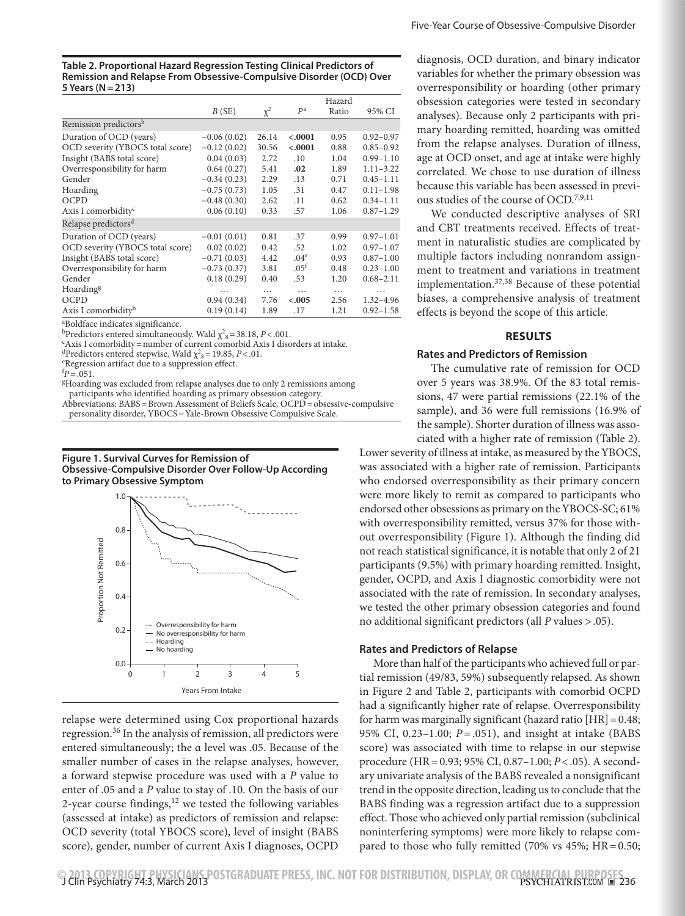**Table 2. Proportional Hazard Regression Testing Clinical Predictors of Remission and Relapse From Obsessive-Compulsive Disorder (OCD) Over 5 Years (N = 213)**

| | B (SE) | $\chi^2$ | P[a] | Hazard Ratio | 95% CI |
|---|---|---|---|---|---|
| Remission predictors[b] | | | | | |
| Duration of OCD (years) | −0.06 (0.02) | 26.14 | **<.0001** | 0.95 | 0.92–0.97 |
| OCD severity (YBOCS total score) | −0.12 (0.02) | 30.56 | **<.0001** | 0.88 | 0.85–0.92 |
| Insight (BABS total score) | 0.04 (0.03) | 2.72 | .10 | 1.04 | 0.99–1.10 |
| Overresponsibility for harm | 0.64 (0.27) | 5.41 | **.02** | 1.89 | 1.11–3.22 |
| Gender | −0.34 (0.23) | 2.29 | .13 | 0.71 | 0.45–1.11 |
| Hoarding | −0.75 (0.73) | 1.05 | .31 | 0.47 | 0.11–1.98 |
| OCPD | −0.48 (0.30) | 2.62 | .11 | 0.62 | 0.34–1.11 |
| Axis I comorbidity[c] | 0.06 (0.10) | 0.33 | .57 | 1.06 | 0.87–1.29 |
| Relapse predictors[d] | | | | | |
| Duration of OCD (years) | −0.01 (0.01) | 0.81 | .37 | 0.99 | 0.97–1.01 |
| OCD severity (YBOCS total score) | 0.02 (0.02) | 0.42 | .52 | 1.02 | 0.97–1.07 |
| Insight (BABS total score) | −0.71 (0.03) | 4.42 | .04[e] | 0.93 | 0.87–1.00 |
| Overresponsibility for harm | −0.73 (0.37) | 3.81 | .05[f] | 0.48 | 0.23–1.00 |
| Gender | 0.18 (0.29) | 0.40 | .53 | 1.20 | 0.68–2.11 |
| Hoarding[g] | ... | ... | ... | ... | ... |
| OCPD | 0.94 (0.34) | 7.76 | **<.005** | 2.56 | 1.32–4.96 |
| Axis I comorbidity[b] | 0.19 (0.14) | 1.89 | .17 | 1.21 | 0.92–1.58 |

[a]Boldface indicates significance.
[b]Predictors entered simultaneously. Wald $\chi^2_8 = 38.18$, $P < .001$.
[c]Axis I comorbidity = number of current comorbid Axis I disorders at intake.
[d]Predictors entered stepwise. Wald $\chi^2_8 = 19.85$, $P < .01$.
[e]Regression artifact due to a suppression effect.
[f]$P = .051$.
[g]Hoarding was excluded from relapse analyses due to only 2 remissions among participants who identified hoarding as primary obsession category.
Abbreviations: BABS = Brown Assessment of Beliefs Scale, OCPD = obsessive-compulsive personality disorder, YBOCS = Yale-Brown Obsessive Compulsive Scale.

**Figure 1. Survival Curves for Remission of Obsessive-Compulsive Disorder Over Follow-Up According to Primary Obsessive Symptom**

relapse were determined using Cox proportional hazards regression.[36] In the analysis of remission, all predictors were entered simultaneously; the α level was .05. Because of the smaller number of cases in the relapse analyses, however, a forward stepwise procedure was used with a *P* value to enter of .05 and a *P* value to stay of .10. On the basis of our 2-year course findings,[12] we tested the following variables (assessed at intake) as predictors of remission and relapse: OCD severity (total YBOCS score), level of insight (BABS score), gender, number of current Axis I diagnoses, OCPD diagnosis, OCD duration, and binary indicator variables for whether the primary obsession was overresponsibility or hoarding (other primary obsession categories were tested in secondary analyses). Because only 2 participants with primary hoarding remitted, hoarding was omitted from the relapse analyses. Duration of illness, age at OCD onset, and age at intake were highly correlated. We chose to use duration of illness because this variable has been assessed in previous studies of the course of OCD.[7,9,11]

We conducted descriptive analyses of SRI and CBT treatments received. Effects of treatment in naturalistic studies are complicated by multiple factors including nonrandom assignment to treatment and variations in treatment implementation.[37,38] Because of these potential biases, a comprehensive analysis of treatment effects is beyond the scope of this article.

## RESULTS

### Rates and Predictors of Remission

The cumulative rate of remission for OCD over 5 years was 38.9%. Of the 83 total remissions, 47 were partial remissions (22.1% of the sample), and 36 were full remissions (16.9% of the sample). Shorter duration of illness was associated with a higher rate of remission (Table 2). Lower severity of illness at intake, as measured by the YBOCS, was associated with a higher rate of remission. Participants who endorsed overresponsibility as their primary concern were more likely to remit as compared to participants who endorsed other obsessions as primary on the YBOCS-SC; 61% with overresponsibility remitted, versus 37% for those without overresponsibility (Figure 1). Although the finding did not reach statistical significance, it is notable that only 2 of 21 participants (9.5%) with primary hoarding remitted. Insight, gender, OCPD, and Axis I diagnostic comorbidity were not associated with the rate of remission. In secondary analyses, we tested the other primary obsession categories and found no additional significant predictors (all *P* values > .05).

### Rates and Predictors of Relapse

More than half of the participants who achieved full or partial remission (49/83, 59%) subsequently relapsed. As shown in Figure 2 and Table 2, participants with comorbid OCPD had a significantly higher rate of relapse. Overresponsibility for harm was marginally significant (hazard ratio [HR] = 0.48; 95% CI, 0.23–1.00; *P* = .051), and insight at intake (BABS score) was associated with time to relapse in our stepwise procedure (HR = 0.93; 95% CI, 0.87–1.00; *P* < .05). A secondary univariate analysis of the BABS revealed a nonsignificant trend in the opposite direction, leading us to conclude that the BABS finding was a regression artifact due to a suppression effect. Those who achieved only partial remission (subclinical noninterfering symptoms) were more likely to relapse compared to those who fully remitted (70% vs 45%; HR = 0.50;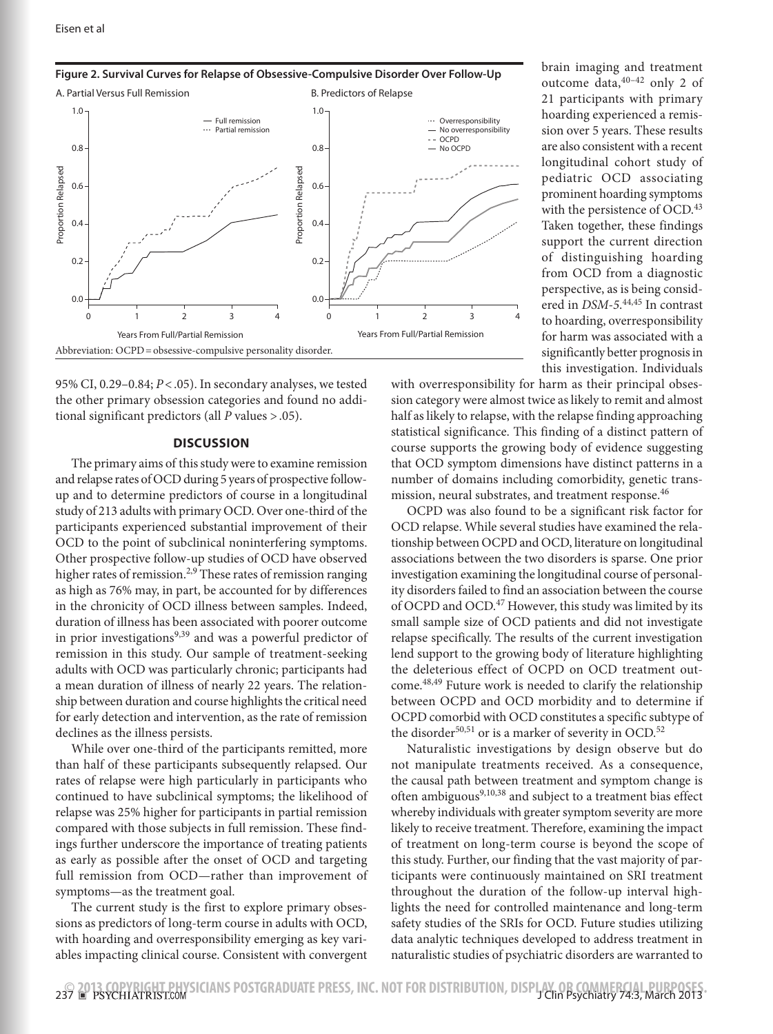**Figure 2. Survival Curves for Relapse of Obsessive-Compulsive Disorder Over Follow-Up**

A. Partial Versus Full Remission

B. Predictors of Relapse

Abbreviation: OCPD = obsessive-compulsive personality disorder.

95% CI, 0.29–0.84; $P < .05$). In secondary analyses, we tested the other primary obsession categories and found no additional significant predictors (all $P$ values > .05).

## DISCUSSION

The primary aims of this study were to examine remission and relapse rates of OCD during 5 years of prospective follow-up and to determine predictors of course in a longitudinal study of 213 adults with primary OCD. Over one-third of the participants experienced substantial improvement of their OCD to the point of subclinical noninterfering symptoms. Other prospective follow-up studies of OCD have observed higher rates of remission.[2,9] These rates of remission ranging as high as 76% may, in part, be accounted for by differences in the chronicity of OCD illness between samples. Indeed, duration of illness has been associated with poorer outcome in prior investigations[9,39] and was a powerful predictor of remission in this study. Our sample of treatment-seeking adults with OCD was particularly chronic; participants had a mean duration of illness of nearly 22 years. The relationship between duration and course highlights the critical need for early detection and intervention, as the rate of remission declines as the illness persists.

While over one-third of the participants remitted, more than half of these participants subsequently relapsed. Our rates of relapse were high particularly in participants who continued to have subclinical symptoms; the likelihood of relapse was 25% higher for participants in partial remission compared with those subjects in full remission. These findings further underscore the importance of treating patients as early as possible after the onset of OCD and targeting full remission from OCD—rather than improvement of symptoms—as the treatment goal.

The current study is the first to explore primary obsessions as predictors of long-term course in adults with OCD, with hoarding and overresponsibility emerging as key variables impacting clinical course. Consistent with convergent brain imaging and treatment outcome data,[40–42] only 2 of 21 participants with primary hoarding experienced a remission over 5 years. These results are also consistent with a recent longitudinal cohort study of pediatric OCD associating prominent hoarding symptoms with the persistence of OCD.[43] Taken together, these findings support the current direction of distinguishing hoarding from OCD from a diagnostic perspective, as is being considered in *DSM-5*.[44,45] In contrast to hoarding, overresponsibility for harm was associated with a significantly better prognosis in this investigation. Individuals with overresponsibility for harm as their principal obsession category were almost twice as likely to remit and almost half as likely to relapse, with the relapse finding approaching statistical significance. This finding of a distinct pattern of course supports the growing body of evidence suggesting that OCD symptom dimensions have distinct patterns in a number of domains including comorbidity, genetic transmission, neural substrates, and treatment response.[46]

OCPD was also found to be a significant risk factor for OCD relapse. While several studies have examined the relationship between OCPD and OCD, literature on longitudinal associations between the two disorders is sparse. One prior investigation examining the longitudinal course of personality disorders failed to find an association between the course of OCPD and OCD.[47] However, this study was limited by its small sample size of OCD patients and did not investigate relapse specifically. The results of the current investigation lend support to the growing body of literature highlighting the deleterious effect of OCPD on OCD treatment outcome.[48,49] Future work is needed to clarify the relationship between OCPD and OCD morbidity and to determine if OCPD comorbid with OCD constitutes a specific subtype of the disorder[50,51] or is a marker of severity in OCD.[52]

Naturalistic investigations by design observe but do not manipulate treatments received. As a consequence, the causal path between treatment and symptom change is often ambiguous[9,10,38] and subject to a treatment bias effect whereby individuals with greater symptom severity are more likely to receive treatment. Therefore, examining the impact of treatment on long-term course is beyond the scope of this study. Further, our finding that the vast majority of participants were continuously maintained on SRI treatment throughout the duration of the follow-up interval highlights the need for controlled maintenance and long-term safety studies of the SRIs for OCD. Future studies utilizing data analytic techniques developed to address treatment in naturalistic studies of psychiatric disorders are warranted to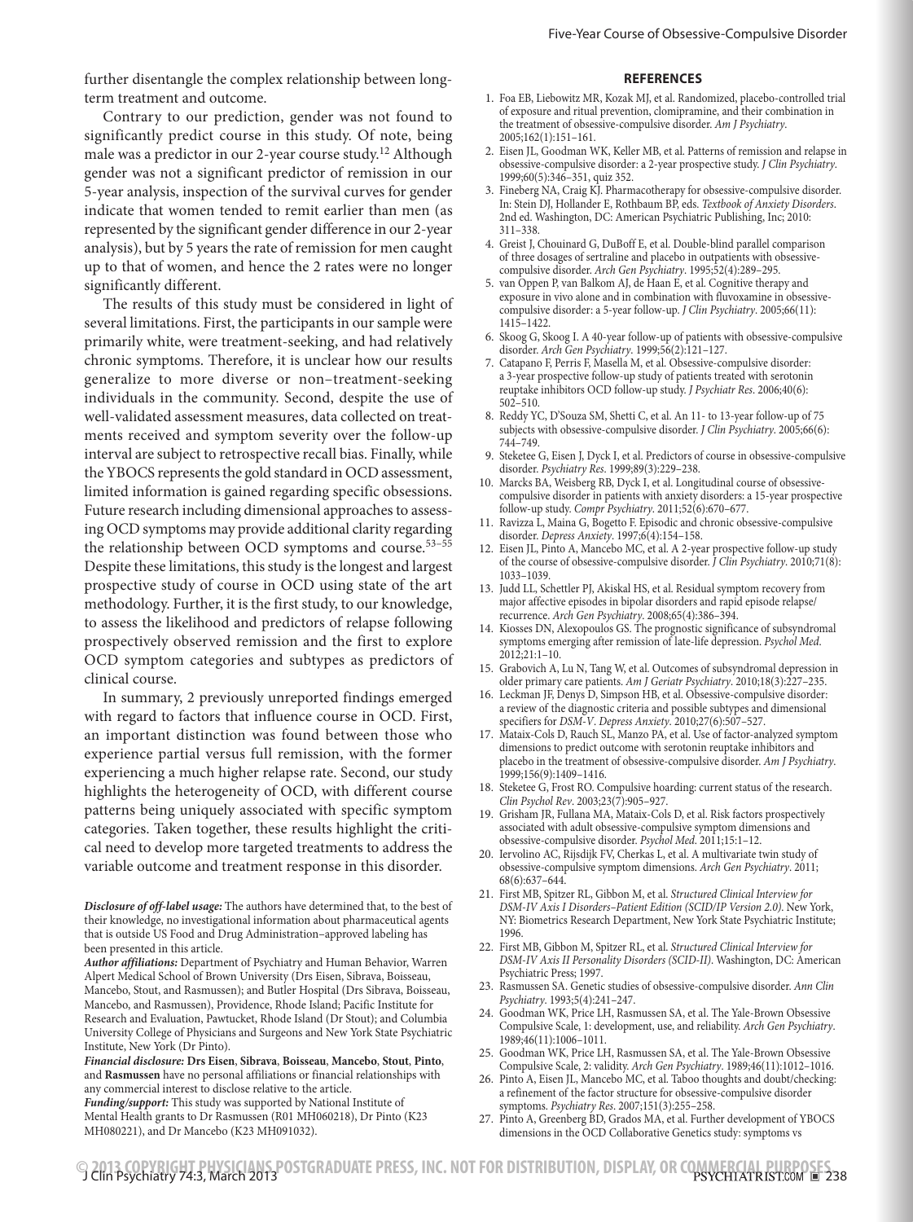further disentangle the complex relationship between long-term treatment and outcome.

Contrary to our prediction, gender was not found to significantly predict course in this study. Of note, being male was a predictor in our 2-year course study.[12] Although gender was not a significant predictor of remission in our 5-year analysis, inspection of the survival curves for gender indicate that women tended to remit earlier than men (as represented by the significant gender difference in our 2-year analysis), but by 5 years the rate of remission for men caught up to that of women, and hence the 2 rates were no longer significantly different.

The results of this study must be considered in light of several limitations. First, the participants in our sample were primarily white, were treatment-seeking, and had relatively chronic symptoms. Therefore, it is unclear how our results generalize to more diverse or non–treatment-seeking individuals in the community. Second, despite the use of well-validated assessment measures, data collected on treatments received and symptom severity over the follow-up interval are subject to retrospective recall bias. Finally, while the YBOCS represents the gold standard in OCD assessment, limited information is gained regarding specific obsessions. Future research including dimensional approaches to assessing OCD symptoms may provide additional clarity regarding the relationship between OCD symptoms and course.[53–55] Despite these limitations, this study is the longest and largest prospective study of course in OCD using state of the art methodology. Further, it is the first study, to our knowledge, to assess the likelihood and predictors of relapse following prospectively observed remission and the first to explore OCD symptom categories and subtypes as predictors of clinical course.

In summary, 2 previously unreported findings emerged with regard to factors that influence course in OCD. First, an important distinction was found between those who experience partial versus full remission, with the former experiencing a much higher relapse rate. Second, our study highlights the heterogeneity of OCD, with different course patterns being uniquely associated with specific symptom categories. Taken together, these results highlight the critical need to develop more targeted treatments to address the variable outcome and treatment response in this disorder.

***Disclosure of off-label usage:*** The authors have determined that, to the best of their knowledge, no investigational information about pharmaceutical agents that is outside US Food and Drug Administration–approved labeling has been presented in this article.

***Author affiliations:*** Department of Psychiatry and Human Behavior, Warren Alpert Medical School of Brown University (Drs Eisen, Sibrava, Boisseau, Mancebo, Stout, and Rasmussen); and Butler Hospital (Drs Sibrava, Boisseau, Mancebo, and Rasmussen), Providence, Rhode Island; Pacific Institute for Research and Evaluation, Pawtucket, Rhode Island (Dr Stout); and Columbia University College of Physicians and Surgeons and New York State Psychiatric Institute, New York (Dr Pinto).

***Financial disclosure:*** **Drs Eisen**, **Sibrava**, **Boisseau**, **Mancebo**, **Stout**, **Pinto**, and **Rasmussen** have no personal affiliations or financial relationships with any commercial interest to disclose relative to the article.

***Funding/support:*** This study was supported by National Institute of Mental Health grants to Dr Rasmussen (R01 MH060218), Dr Pinto (K23 MH080221), and Dr Mancebo (K23 MH091032).

## REFERENCES

1. Foa EB, Liebowitz MR, Kozak MJ, et al. Randomized, placebo-controlled trial of exposure and ritual prevention, clomipramine, and their combination in the treatment of obsessive-compulsive disorder. *Am J Psychiatry*. 2005;162(1):151–161.
2. Eisen JL, Goodman WK, Keller MB, et al. Patterns of remission and relapse in obsessive-compulsive disorder: a 2-year prospective study. *J Clin Psychiatry*. 1999;60(5):346–351, quiz 352.
3. Fineberg NA, Craig KJ. Pharmacotherapy for obsessive-compulsive disorder. In: Stein DJ, Hollander E, Rothbaum BP, eds. *Textbook of Anxiety Disorders*. 2nd ed. Washington, DC: American Psychiatric Publishing, Inc; 2010: 311–338.
4. Greist J, Chouinard G, DuBoff E, et al. Double-blind parallel comparison of three dosages of sertraline and placebo in outpatients with obsessive-compulsive disorder. *Arch Gen Psychiatry*. 1995;52(4):289–295.
5. van Oppen P, van Balkom AJ, de Haan E, et al. Cognitive therapy and exposure in vivo alone and in combination with fluvoxamine in obsessive-compulsive disorder: a 5-year follow-up. *J Clin Psychiatry*. 2005;66(11): 1415–1422.
6. Skoog G, Skoog I. A 40-year follow-up of patients with obsessive-compulsive disorder. *Arch Gen Psychiatry*. 1999;56(2):121–127.
7. Catapano F, Perris F, Masella M, et al. Obsessive-compulsive disorder: a 3-year prospective follow-up study of patients treated with serotonin reuptake inhibitors OCD follow-up study. *J Psychiatr Res*. 2006;40(6): 502–510.
8. Reddy YC, D'Souza SM, Shetti C, et al. An 11- to 13-year follow-up of 75 subjects with obsessive-compulsive disorder. *J Clin Psychiatry*. 2005;66(6): 744–749.
9. Steketee G, Eisen J, Dyck I, et al. Predictors of course in obsessive-compulsive disorder. *Psychiatry Res*. 1999;89(3):229–238.
10. Marcks BA, Weisberg RB, Dyck I, et al. Longitudinal course of obsessive-compulsive disorder in patients with anxiety disorders: a 15-year prospective follow-up study. *Compr Psychiatry*. 2011;52(6):670–677.
11. Ravizza L, Maina G, Bogetto F. Episodic and chronic obsessive-compulsive disorder. *Depress Anxiety*. 1997;6(4):154–158.
12. Eisen JL, Pinto A, Mancebo MC, et al. A 2-year prospective follow-up study of the course of obsessive-compulsive disorder. *J Clin Psychiatry*. 2010;71(8): 1033–1039.
13. Judd LL, Schettler PJ, Akiskal HS, et al. Residual symptom recovery from major affective episodes in bipolar disorders and rapid episode relapse/recurrence. *Arch Gen Psychiatry*. 2008;65(4):386–394.
14. Kiosses DN, Alexopoulos GS. The prognostic significance of subsyndromal symptoms emerging after remission of late-life depression. *Psychol Med*. 2012;21:1–10.
15. Grabovich A, Lu N, Tang W, et al. Outcomes of subsyndromal depression in older primary care patients. *Am J Geriatr Psychiatry*. 2010;18(3):227–235.
16. Leckman JF, Denys D, Simpson HB, et al. Obsessive-compulsive disorder: a review of the diagnostic criteria and possible subtypes and dimensional specifiers for *DSM-V*. *Depress Anxiety*. 2010;27(6):507–527.
17. Mataix-Cols D, Rauch SL, Manzo PA, et al. Use of factor-analyzed symptom dimensions to predict outcome with serotonin reuptake inhibitors and placebo in the treatment of obsessive-compulsive disorder. *Am J Psychiatry*. 1999;156(9):1409–1416.
18. Steketee G, Frost RO. Compulsive hoarding: current status of the research. *Clin Psychol Rev*. 2003;23(7):905–927.
19. Grisham JR, Fullana MA, Mataix-Cols D, et al. Risk factors prospectively associated with adult obsessive-compulsive symptom dimensions and obsessive-compulsive disorder. *Psychol Med*. 2011;15:1–12.
20. Iervolino AC, Rijsdijk FV, Cherkas L, et al. A multivariate twin study of obsessive-compulsive symptom dimensions. *Arch Gen Psychiatry*. 2011; 68(6):637–644.
21. First MB, Spitzer RL, Gibbon M, et al. *Structured Clinical Interview for DSM-IV Axis I Disorders–Patient Edition (SCID/IP Version 2.0)*. New York, NY: Biometrics Research Department, New York State Psychiatric Institute; 1996.
22. First MB, Gibbon M, Spitzer RL, et al. *Structured Clinical Interview for DSM-IV Axis II Personality Disorders (SCID-II)*. Washington, DC: American Psychiatric Press; 1997.
23. Rasmussen SA. Genetic studies of obsessive-compulsive disorder. *Ann Clin Psychiatry*. 1993;5(4):241–247.
24. Goodman WK, Price LH, Rasmussen SA, et al. The Yale-Brown Obsessive Compulsive Scale, 1: development, use, and reliability. *Arch Gen Psychiatry*. 1989;46(11):1006–1011.
25. Goodman WK, Price LH, Rasmussen SA, et al. The Yale-Brown Obsessive Compulsive Scale, 2: validity. *Arch Gen Psychiatry*. 1989;46(11):1012–1016.
26. Pinto A, Eisen JL, Mancebo MC, et al. Taboo thoughts and doubt/checking: a refinement of the factor structure for obsessive-compulsive disorder symptoms. *Psychiatry Res*. 2007;151(3):255–258.
27. Pinto A, Greenberg BD, Grados MA, et al. Further development of YBOCS dimensions in the OCD Collaborative Genetics study: symptoms vs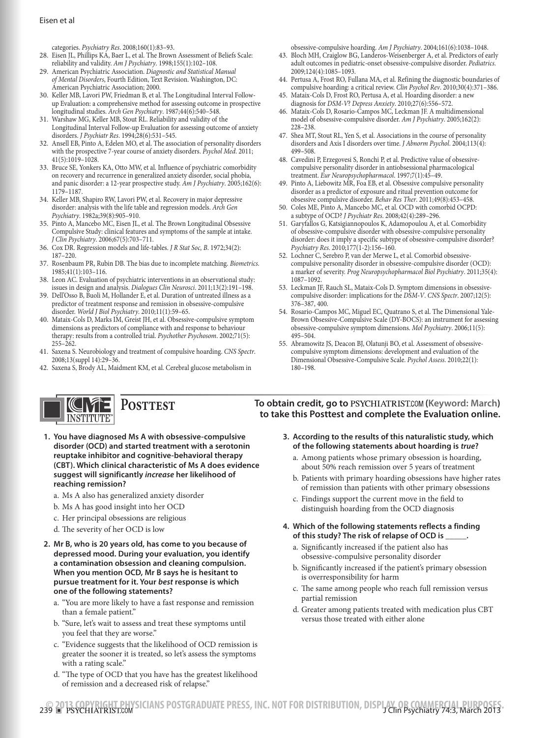categories. *Psychiatry Res*. 2008;160(1):83–93.

28. Eisen JL, Phillips KA, Baer L, et al. The Brown Assessment of Beliefs Scale: reliability and validity. *Am J Psychiatry*. 1998;155(1):102–108.
29. American Psychiatric Association. *Diagnostic and Statistical Manual of Mental Disorders*, Fourth Edition, Text Revision. Washington, DC: American Psychiatric Association; 2000.
30. Keller MB, Lavori PW, Friedman B, et al. The Longitudinal Interval Follow-up Evaluation: a comprehensive method for assessing outcome in prospective longitudinal studies. *Arch Gen Psychiatry*. 1987;44(6):540–548.
31. Warshaw MG, Keller MB, Stout RL. Reliability and validity of the Longitudinal Interval Follow-up Evaluation for assessing outcome of anxiety disorders. *J Psychiatr Res*. 1994;28(6):531–545.
32. Ansell EB, Pinto A, Edelen MO, et al. The association of personality disorders with the prospective 7-year course of anxiety disorders. *Psychol Med*. 2011; 41(5):1019–1028.
33. Bruce SE, Yonkers KA, Otto MW, et al. Influence of psychiatric comorbidity on recovery and recurrence in generalized anxiety disorder, social phobia, and panic disorder: a 12-year prospective study. *Am J Psychiatry*. 2005;162(6): 1179–1187.
34. Keller MB, Shapiro RW, Lavori PW, et al. Recovery in major depressive disorder: analysis with the life table and regression models. *Arch Gen Psychiatry*. 1982a;39(8):905–910.
35. Pinto A, Mancebo MC, Eisen JL, et al. The Brown Longitudinal Obsessive Compulsive Study: clinical features and symptoms of the sample at intake. *J Clin Psychiatry*. 2006;67(5):703–711.
36. Cox DR. Regression models and life-tables. *J R Stat Soc, B*. 1972;34(2): 187–220.
37. Rosenbaum PR, Rubin DB. The bias due to incomplete matching. *Biometrics*. 1985;41(1):103–116.
38. Leon AC. Evaluation of psychiatric interventions in an observational study: issues in design and analysis. *Dialogues Clin Neurosci*. 2011;13(2):191–198.
39. Dell'Osso B, Buoli M, Hollander E, et al. Duration of untreated illness as a predictor of treatment response and remission in obsessive-compulsive disorder. *World J Biol Psychiatry*. 2010;11(1):59–65.
40. Mataix-Cols D, Marks IM, Greist JH, et al. Obsessive-compulsive symptom dimensions as predictors of compliance with and response to behaviour therapy: results from a controlled trial. *Psychother Psychosom*. 2002;71(5): 255–262.
41. Saxena S. Neurobiology and treatment of compulsive hoarding. *CNS Spectr*. 2008;13(suppl 14):29–36.
42. Saxena S, Brody AL, Maidment KM, et al. Cerebral glucose metabolism in obsessive-compulsive hoarding. *Am J Psychiatry*. 2004;161(6):1038–1048.
43. Bloch MH, Craiglow BG, Landeros-Weisenberger A, et al. Predictors of early adult outcomes in pediatric-onset obsessive-compulsive disorder. *Pediatrics*. 2009;124(4):1085–1093.
44. Pertusa A, Frost RO, Fullana MA, et al. Refining the diagnostic boundaries of compulsive hoarding: a critical review. *Clin Psychol Rev*. 2010;30(4):371–386.
45. Mataix-Cols D, Frost RO, Pertusa A, et al. Hoarding disorder: a new diagnosis for *DSM-V*? *Depress Anxiety*. 2010;27(6):556–572.
46. Mataix-Cols D, Rosario-Campos MC, Leckman JF. A multidimensional model of obsessive-compulsive disorder. *Am J Psychiatry*. 2005;162(2): 228–238.
47. Shea MT, Stout RL, Yen S, et al. Associations in the course of personality disorders and Axis I disorders over time. *J Abnorm Psychol*. 2004;113(4): 499–508.
48. Cavedini P, Erzegovesi S, Ronchi P, et al. Predictive value of obsessive-compulsive personality disorder in antiobsessional pharmacological treatment. *Eur Neuropsychopharmacol*. 1997;7(1):45–49.
49. Pinto A, Liebowitz MR, Foa EB, et al. Obsessive compulsive personality disorder as a predictor of exposure and ritual prevention outcome for obsessive compulsive disorder. *Behav Res Ther*. 2011;49(8):453–458.
50. Coles ME, Pinto A, Mancebo MC, et al. OCD with comorbid OCPD: a subtype of OCD? *J Psychiatr Res*. 2008;42(4):289–296.
51. Garyfallos G, Katsigiannopoulos K, Adamopoulou A, et al. Comorbidity of obsessive-compulsive disorder with obsessive-compulsive personality disorder: does it imply a specific subtype of obsessive-compulsive disorder? *Psychiatry Res*. 2010;177(1-2):156–160.
52. Lochner C, Serebro P, van der Merwe L, et al. Comorbid obsessive-compulsive personality disorder in obsessive-compulsive disorder (OCD): a marker of severity. *Prog Neuropsychopharmacol Biol Psychiatry*. 2011;35(4): 1087–1092.
53. Leckman JF, Rauch SL, Mataix-Cols D. Symptom dimensions in obsessive-compulsive disorder: implications for the *DSM-V*. *CNS Spectr*. 2007;12(5): 376–387, 400.
54. Rosario-Campos MC, Miguel EC, Quatrano S, et al. The Dimensional Yale-Brown Obsessive-Compulsive Scale (DY-BOCS): an instrument for assessing obsessive-compulsive symptom dimensions. *Mol Psychiatry*. 2006;11(5): 495–504.
55. Abramowitz JS, Deacon BJ, Olatunji BO, et al. Assessment of obsessive-compulsive symptom dimensions: development and evaluation of the Dimensional Obsessive-Compulsive Scale. *Psychol Assess*. 2010;22(1): 180–198.

## CME Institute Posttest

**To obtain credit, go to PSYCHIATRIST.COM (Keyword: March) to take this Posttest and complete the Evaluation online.**

**1. You have diagnosed Ms A with obsessive-compulsive disorder (OCD) and started treatment with a serotonin reuptake inhibitor and cognitive-behavioral therapy (CBT). Which clinical characteristic of Ms A does evidence suggest will significantly *increase* her likelihood of reaching remission?**

a. Ms A also has generalized anxiety disorder
b. Ms A has good insight into her OCD
c. Her principal obsessions are religious
d. The severity of her OCD is low

**2. Mr B, who is 20 years old, has come to you because of depressed mood. During your evaluation, you identify a contamination obsession and cleaning compulsion. When you mention OCD, Mr B says he is hesitant to pursue treatment for it. Your *best* response is which one of the following statements?**

a. "You are more likely to have a fast response and remission than a female patient."
b. "Sure, let's wait to assess and treat these symptoms until you feel that they are worse."
c. "Evidence suggests that the likelihood of OCD remission is greater the sooner it is treated, so let's assess the symptoms with a rating scale."
d. "The type of OCD that you have has the greatest likelihood of remission and a decreased risk of relapse."

**3. According to the results of this naturalistic study, which of the following statements about hoarding is *true*?**

a. Among patients whose primary obsession is hoarding, about 50% reach remission over 5 years of treatment
b. Patients with primary hoarding obsessions have higher rates of remission than patients with other primary obsessions
c. Findings support the current move in the field to distinguish hoarding from the OCD diagnosis

**4. Which of the following statements reflects a finding of this study? The risk of relapse of OCD is _____.**

a. Significantly increased if the patient also has obsessive-compulsive personality disorder
b. Significantly increased if the patient's primary obsession is overresponsibility for harm
c. The same among people who reach full remission versus partial remission
d. Greater among patients treated with medication plus CBT versus those treated with either alone